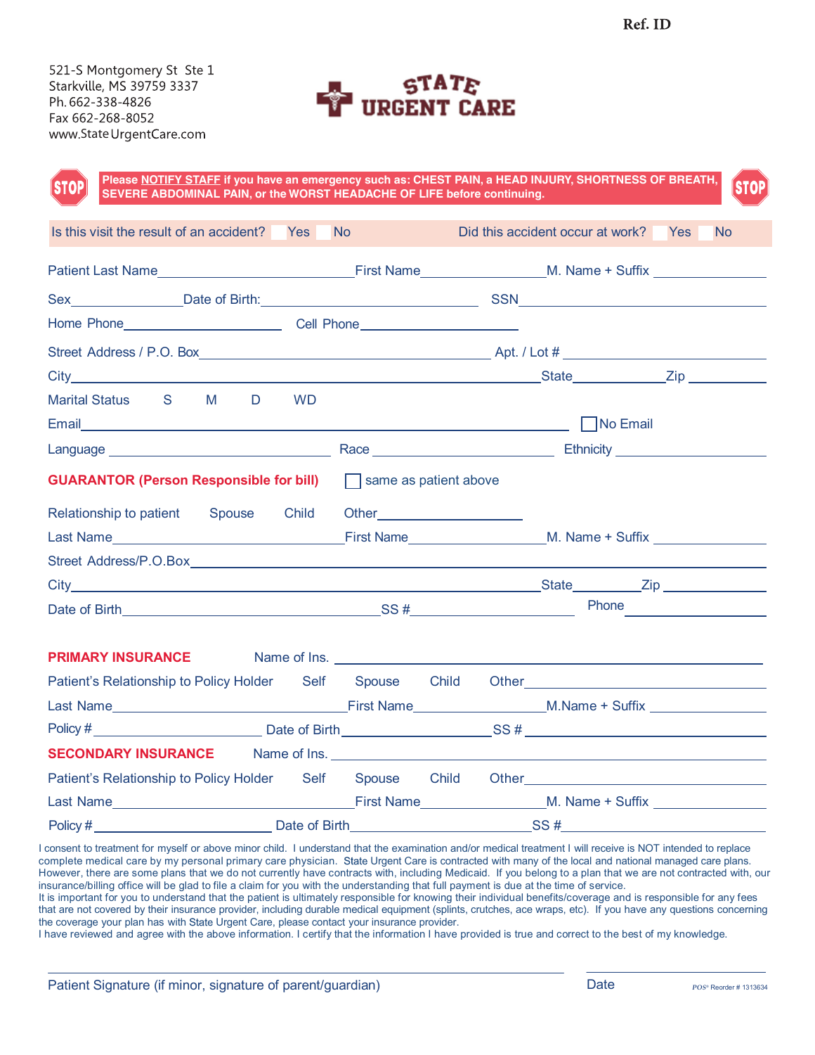Ref. ID

521-S Montgomery St Ste 1
Starkville, MS 39759 3337
Ph. 662-338-4826
Fax 662-268-8052
www.StateUrgentCare.com

# STATE URGENT CARE

**STOP** Please NOTIFY STAFF if you have an emergency such as: CHEST PAIN, a HEAD INJURY, SHORTNESS OF BREATH, SEVERE ABDOMINAL PAIN, or the WORST HEADACHE OF LIFE before continuing. **STOP**

Is this visit the result of an accident? ☐ Yes ☐ No     Did this accident occur at work? ☐ Yes ☐ No

Patient Last Name\_\_\_\_\_\_\_\_\_\_ First Name\_\_\_\_\_\_\_\_\_\_ M. Name + Suffix \_\_\_\_\_\_\_\_\_\_

Sex\_\_\_\_\_\_\_\_ Date of Birth:\_\_\_\_\_\_\_\_\_\_ SSN\_\_\_\_\_\_\_\_\_\_

Home Phone\_\_\_\_\_\_\_\_\_\_ Cell Phone\_\_\_\_\_\_\_\_\_\_

Street Address / P.O. Box\_\_\_\_\_\_\_\_\_\_ Apt. / Lot # \_\_\_\_\_\_\_\_\_\_

City\_\_\_\_\_\_\_\_\_\_ State\_\_\_\_\_\_\_\_ Zip \_\_\_\_\_\_\_\_

Marital Status S M D WD

Email\_\_\_\_\_\_\_\_\_\_ ☐ No Email

Language \_\_\_\_\_\_\_\_\_\_ Race \_\_\_\_\_\_\_\_\_\_ Ethnicity \_\_\_\_\_\_\_\_\_\_

## GUARANTOR (Person Responsible for bill)

☐ same as patient above

Relationship to patient Spouse Child Other\_\_\_\_\_\_\_\_\_\_

Last Name\_\_\_\_\_\_\_\_\_\_ First Name\_\_\_\_\_\_\_\_\_\_ M. Name + Suffix \_\_\_\_\_\_\_\_\_\_

Street Address/P.O.Box\_\_\_\_\_\_\_\_\_\_

City\_\_\_\_\_\_\_\_\_\_ State\_\_\_\_\_\_\_\_ Zip \_\_\_\_\_\_\_\_

Date of Birth\_\_\_\_\_\_\_\_\_\_ SS #\_\_\_\_\_\_\_\_\_\_ Phone \_\_\_\_\_\_\_\_\_\_

## PRIMARY INSURANCE

Name of Ins. \_\_\_\_\_\_\_\_\_\_

Patient's Relationship to Policy Holder Self Spouse Child Other\_\_\_\_\_\_\_\_\_\_

Last Name\_\_\_\_\_\_\_\_\_\_ First Name\_\_\_\_\_\_\_\_\_\_ M.Name + Suffix \_\_\_\_\_\_\_\_\_\_

Policy # \_\_\_\_\_\_\_\_\_\_ Date of Birth\_\_\_\_\_\_\_\_\_\_ SS # \_\_\_\_\_\_\_\_\_\_

## SECONDARY INSURANCE

Name of Ins. \_\_\_\_\_\_\_\_\_\_

Patient's Relationship to Policy Holder Self Spouse Child Other\_\_\_\_\_\_\_\_\_\_

Last Name\_\_\_\_\_\_\_\_\_\_ First Name\_\_\_\_\_\_\_\_\_\_ M. Name + Suffix \_\_\_\_\_\_\_\_\_\_

Policy # \_\_\_\_\_\_\_\_\_\_ Date of Birth\_\_\_\_\_\_\_\_\_\_ SS # \_\_\_\_\_\_\_\_\_\_

I consent to treatment for myself or above minor child. I understand that the examination and/or medical treatment I will receive is NOT intended to replace complete medical care by my personal primary care physician. State Urgent Care is contracted with many of the local and national managed care plans. However, there are some plans that we do not currently have contracts with, including Medicaid. If you belong to a plan that we are not contracted with, our insurance/billing office will be glad to file a claim for you with the understanding that full payment is due at the time of service.
It is important for you to understand that the patient is ultimately responsible for knowing their individual benefits/coverage and is responsible for any fees that are not covered by their insurance provider, including durable medical equipment (splints, crutches, ace wraps, etc). If you have any questions concerning the coverage your plan has with State Urgent Care, please contact your insurance provider.
I have reviewed and agree with the above information. I certify that the information I have provided is true and correct to the best of my knowledge.

\_\_\_\_\_\_\_\_\_\_\_\_\_\_\_\_\_\_\_\_ \_\_\_\_\_\_\_\_\_\_
Patient Signature (if minor, signature of parent/guardian) Date

POS® Reorder # 1313634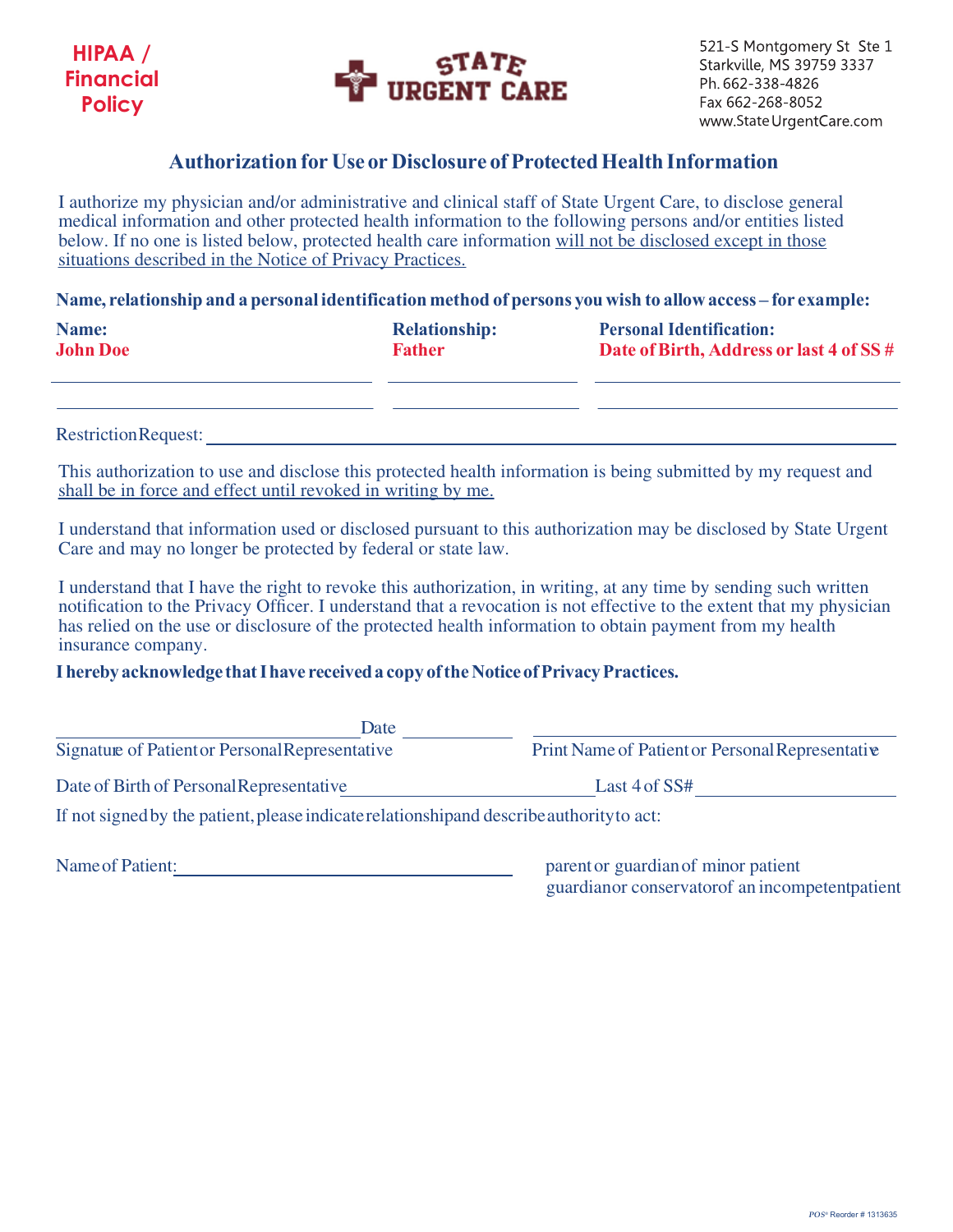**HIPAA / Financial Policy**

**STATE URGENT CARE**

521-S Montgomery St Ste 1
Starkville, MS 39759 3337
Ph. 662-338-4826
Fax 662-268-8052
www.StateUrgentCare.com

## Authorization for Use or Disclosure of Protected Health Information

I authorize my physician and/or administrative and clinical staff of State Urgent Care, to disclose general medical information and other protected health information to the following persons and/or entities listed below. If no one is listed below, protected health care information will not be disclosed except in those situations described in the Notice of Privacy Practices.

**Name, relationship and a personal identification method of persons you wish to allow access – for example:**

| Name: | Relationship: | Personal Identification: |
|---|---|---|
| John Doe | Father | Date of Birth, Address or last 4 of SS # |
| | | |
| | | |

Restriction Request: ______________________________________________

This authorization to use and disclose this protected health information is being submitted by my request and shall be in force and effect until revoked in writing by me.

I understand that information used or disclosed pursuant to this authorization may be disclosed by State Urgent Care and may no longer be protected by federal or state law.

I understand that I have the right to revoke this authorization, in writing, at any time by sending such written notification to the Privacy Officer. I understand that a revocation is not effective to the extent that my physician has relied on the use or disclosure of the protected health information to obtain payment from my health insurance company.

**I hereby acknowledge that I have received a copy of the Notice of Privacy Practices.**

______________________________ Date ____________ ______________________________

Signature of Patient or Personal Representative Print Name of Patient or Personal Representative

Date of Birth of Personal Representative ______________________ Last 4 of SS# ______________

If not signed by the patient, please indicate relationship and describe authority to act:

Name of Patient: ______________________________

parent or guardian of minor patient

guardian or conservator of an incompetent patient

POS® Reorder # 1313635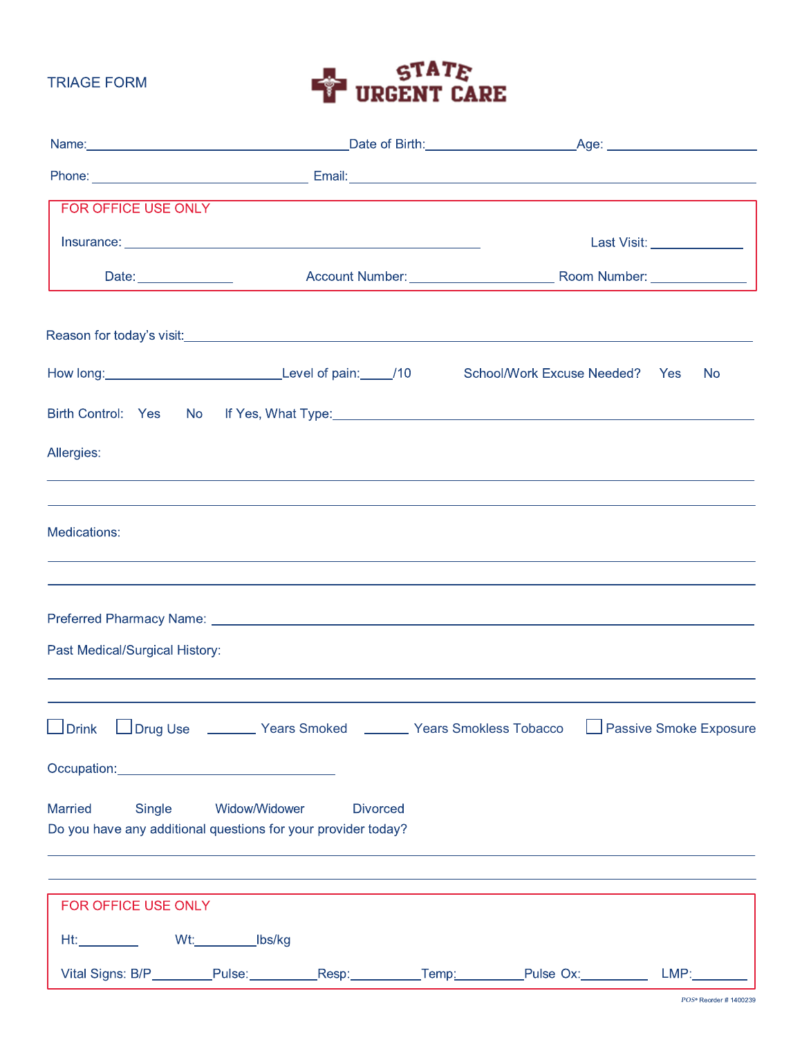TRIAGE FORM

# STATE URGENT CARE

Name:______________________ Date of Birth:______________ Age:______________

Phone:______________________ Email:______________________________________

**FOR OFFICE USE ONLY**

Insurance:______________________________ Last Visit:__________

Date:__________ Account Number:______________ Room Number:__________

Reason for today's visit:______________________________________________

How long:__________________ Level of pain:____/10 School/Work Excuse Needed? Yes No

Birth Control: Yes No If Yes, What Type:______________________________

Allergies:

______________________________________________________________

______________________________________________________________

Medications:

______________________________________________________________

______________________________________________________________

Preferred Pharmacy Name:_______________________________________

Past Medical/Surgical History:

______________________________________________________________

______________________________________________________________

☐ Drink ☐ Drug Use ______ Years Smoked ______ Years Smokless Tobacco ☐ Passive Smoke Exposure

Occupation:______________________

Married Single Widow/Widower Divorced

Do you have any additional questions for your provider today?

______________________________________________________________

______________________________________________________________

**FOR OFFICE USE ONLY**

Ht:________ Wt:________lbs/kg

Vital Signs: B/P________Pulse:________Resp:________Temp:________Pulse Ox:________ LMP:________

POS® Reorder # 1400239